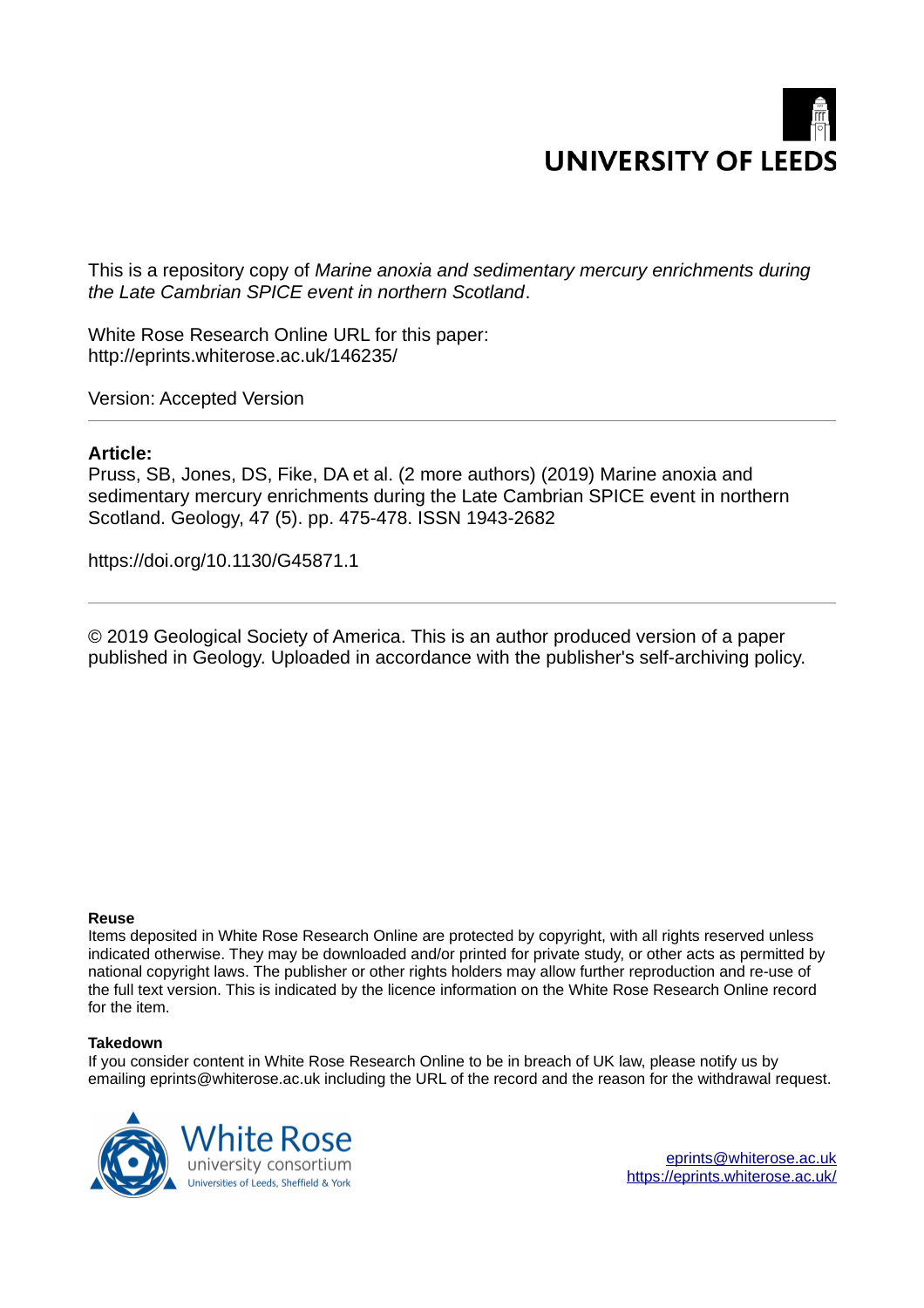UNIVERSITY OF LEEDS

This is a repository copy of *Marine anoxia and sedimentary mercury enrichments during the Late Cambrian SPICE event in northern Scotland*.

White Rose Research Online URL for this paper:
http://eprints.whiterose.ac.uk/146235/

Version: Accepted Version

---

**Article:**

Pruss, SB, Jones, DS, Fike, DA et al. (2 more authors) (2019) Marine anoxia and sedimentary mercury enrichments during the Late Cambrian SPICE event in northern Scotland. Geology, 47 (5). pp. 475-478. ISSN 1943-2682

https://doi.org/10.1130/G45871.1

---

© 2019 Geological Society of America. This is an author produced version of a paper published in Geology. Uploaded in accordance with the publisher's self-archiving policy.

**Reuse**

Items deposited in White Rose Research Online are protected by copyright, with all rights reserved unless indicated otherwise. They may be downloaded and/or printed for private study, or other acts as permitted by national copyright laws. The publisher or other rights holders may allow further reproduction and re-use of the full text version. This is indicated by the licence information on the White Rose Research Online record for the item.

**Takedown**

If you consider content in White Rose Research Online to be in breach of UK law, please notify us by emailing eprints@whiterose.ac.uk including the URL of the record and the reason for the withdrawal request.

White Rose university consortium
Universities of Leeds, Sheffield & York

eprints@whiterose.ac.uk
https://eprints.whiterose.ac.uk/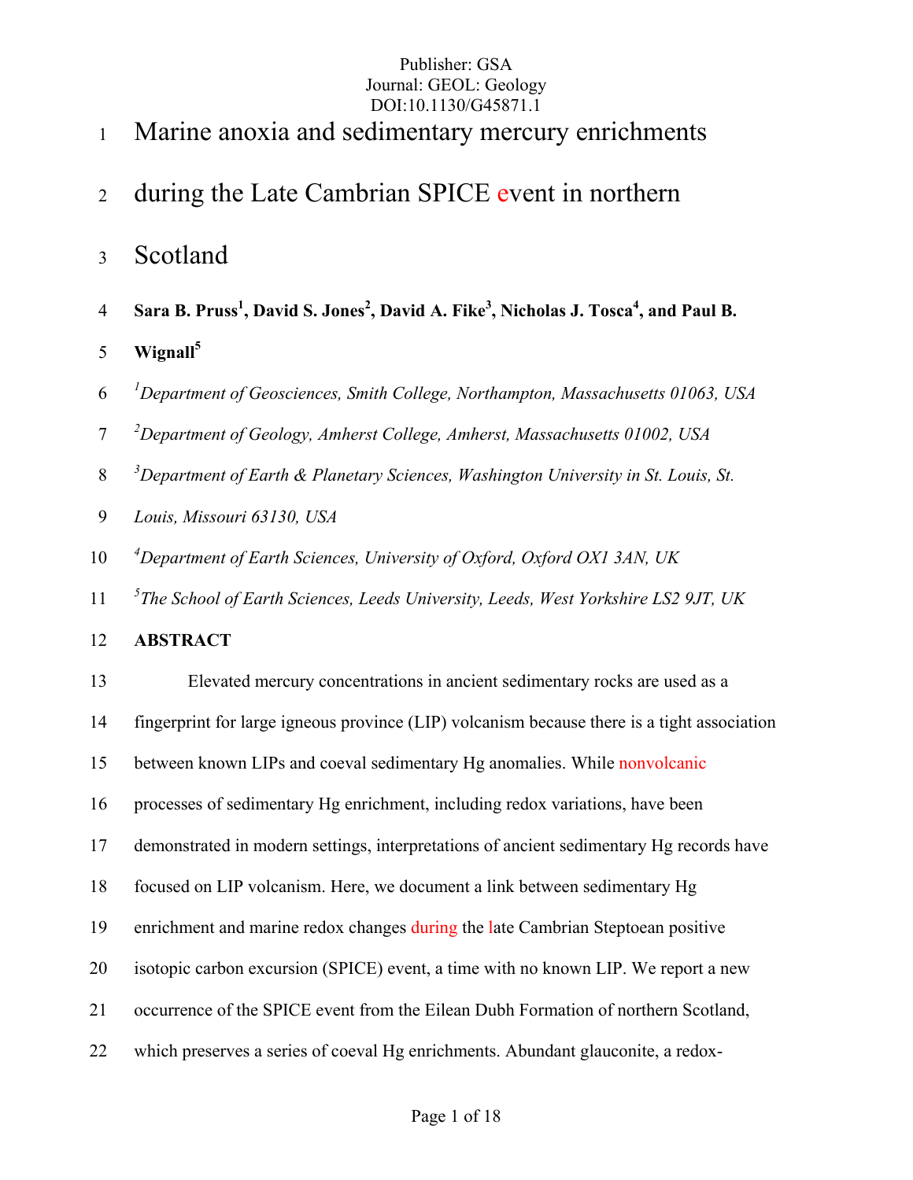# Marine anoxia and sedimentary mercury enrichments during the Late Cambrian SPICE event in northern Scotland

**Sara B. Pruss[1], David S. Jones[2], David A. Fike[3], Nicholas J. Tosca[4], and Paul B. Wignall[5]**

[1]*Department of Geosciences, Smith College, Northampton, Massachusetts 01063, USA*

[2]*Department of Geology, Amherst College, Amherst, Massachusetts 01002, USA*

[3]*Department of Earth & Planetary Sciences, Washington University in St. Louis, St. Louis, Missouri 63130, USA*

[4]*Department of Earth Sciences, University of Oxford, Oxford OX1 3AN, UK*

[5]*The School of Earth Sciences, Leeds University, Leeds, West Yorkshire LS2 9JT, UK*

## ABSTRACT

Elevated mercury concentrations in ancient sedimentary rocks are used as a fingerprint for large igneous province (LIP) volcanism because there is a tight association between known LIPs and coeval sedimentary Hg anomalies. While nonvolcanic processes of sedimentary Hg enrichment, including redox variations, have been demonstrated in modern settings, interpretations of ancient sedimentary Hg records have focused on LIP volcanism. Here, we document a link between sedimentary Hg enrichment and marine redox changes during the late Cambrian Steptoean positive isotopic carbon excursion (SPICE) event, a time with no known LIP. We report a new occurrence of the SPICE event from the Eilean Dubh Formation of northern Scotland, which preserves a series of coeval Hg enrichments. Abundant glauconite, a redox-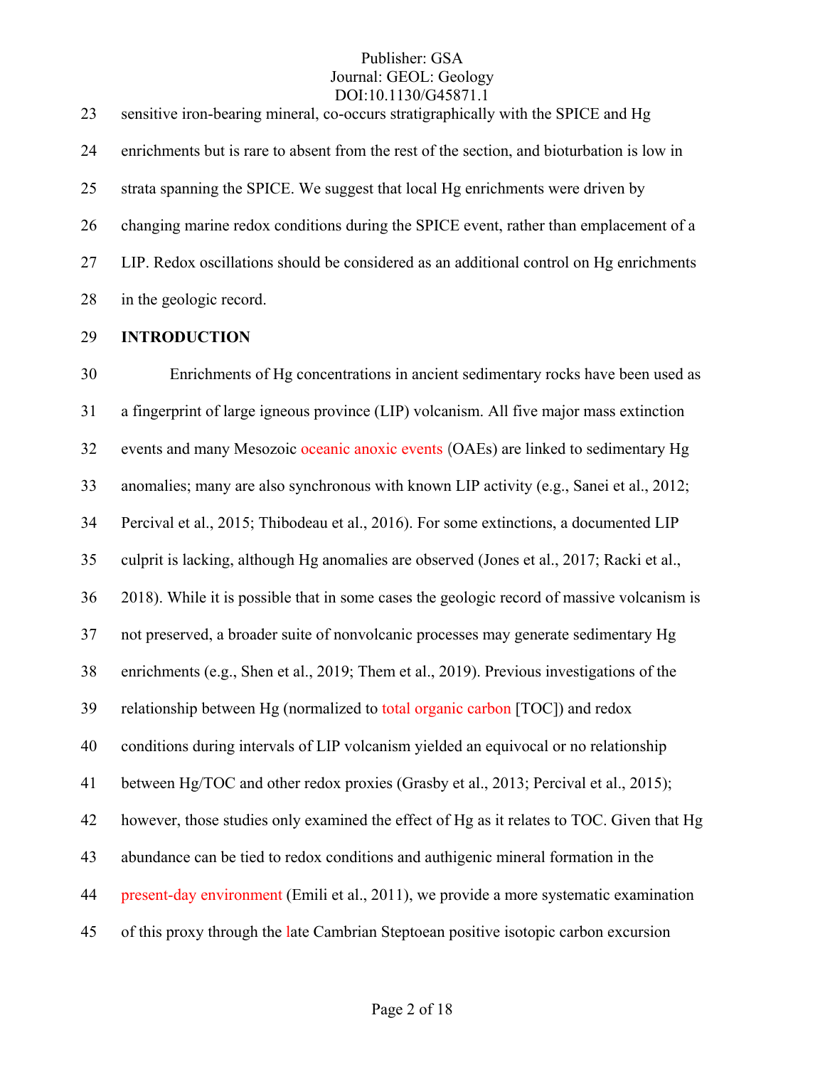sensitive iron-bearing mineral, co-occurs stratigraphically with the SPICE and Hg enrichments but is rare to absent from the rest of the section, and bioturbation is low in strata spanning the SPICE. We suggest that local Hg enrichments were driven by changing marine redox conditions during the SPICE event, rather than emplacement of a LIP. Redox oscillations should be considered as an additional control on Hg enrichments in the geologic record.

## INTRODUCTION

Enrichments of Hg concentrations in ancient sedimentary rocks have been used as a fingerprint of large igneous province (LIP) volcanism. All five major mass extinction events and many Mesozoic oceanic anoxic events (OAEs) are linked to sedimentary Hg anomalies; many are also synchronous with known LIP activity (e.g., Sanei et al., 2012; Percival et al., 2015; Thibodeau et al., 2016). For some extinctions, a documented LIP culprit is lacking, although Hg anomalies are observed (Jones et al., 2017; Racki et al., 2018). While it is possible that in some cases the geologic record of massive volcanism is not preserved, a broader suite of nonvolcanic processes may generate sedimentary Hg enrichments (e.g., Shen et al., 2019; Them et al., 2019). Previous investigations of the relationship between Hg (normalized to total organic carbon [TOC]) and redox conditions during intervals of LIP volcanism yielded an equivocal or no relationship between Hg/TOC and other redox proxies (Grasby et al., 2013; Percival et al., 2015); however, those studies only examined the effect of Hg as it relates to TOC. Given that Hg abundance can be tied to redox conditions and authigenic mineral formation in the present-day environment (Emili et al., 2011), we provide a more systematic examination of this proxy through the late Cambrian Steptoean positive isotopic carbon excursion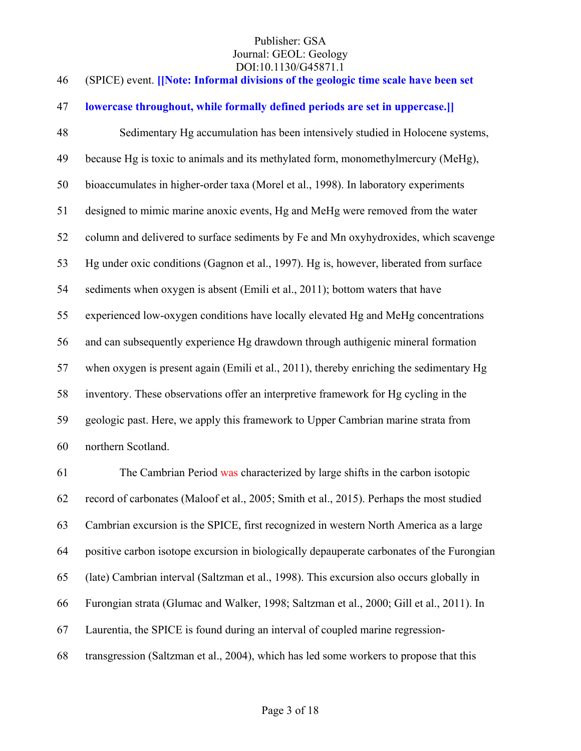(SPICE) event. **[[Note: Informal divisions of the geologic time scale have been set lowercase throughout, while formally defined periods are set in uppercase.]]**

Sedimentary Hg accumulation has been intensively studied in Holocene systems, because Hg is toxic to animals and its methylated form, monomethylmercury (MeHg), bioaccumulates in higher-order taxa (Morel et al., 1998). In laboratory experiments designed to mimic marine anoxic events, Hg and MeHg were removed from the water column and delivered to surface sediments by Fe and Mn oxyhydroxides, which scavenge Hg under oxic conditions (Gagnon et al., 1997). Hg is, however, liberated from surface sediments when oxygen is absent (Emili et al., 2011); bottom waters that have experienced low-oxygen conditions have locally elevated Hg and MeHg concentrations and can subsequently experience Hg drawdown through authigenic mineral formation when oxygen is present again (Emili et al., 2011), thereby enriching the sedimentary Hg inventory. These observations offer an interpretive framework for Hg cycling in the geologic past. Here, we apply this framework to Upper Cambrian marine strata from northern Scotland.

The Cambrian Period was characterized by large shifts in the carbon isotopic record of carbonates (Maloof et al., 2005; Smith et al., 2015). Perhaps the most studied Cambrian excursion is the SPICE, first recognized in western North America as a large positive carbon isotope excursion in biologically depauperate carbonates of the Furongian (late) Cambrian interval (Saltzman et al., 1998). This excursion also occurs globally in Furongian strata (Glumac and Walker, 1998; Saltzman et al., 2000; Gill et al., 2011). In Laurentia, the SPICE is found during an interval of coupled marine regression-transgression (Saltzman et al., 2004), which has led some workers to propose that this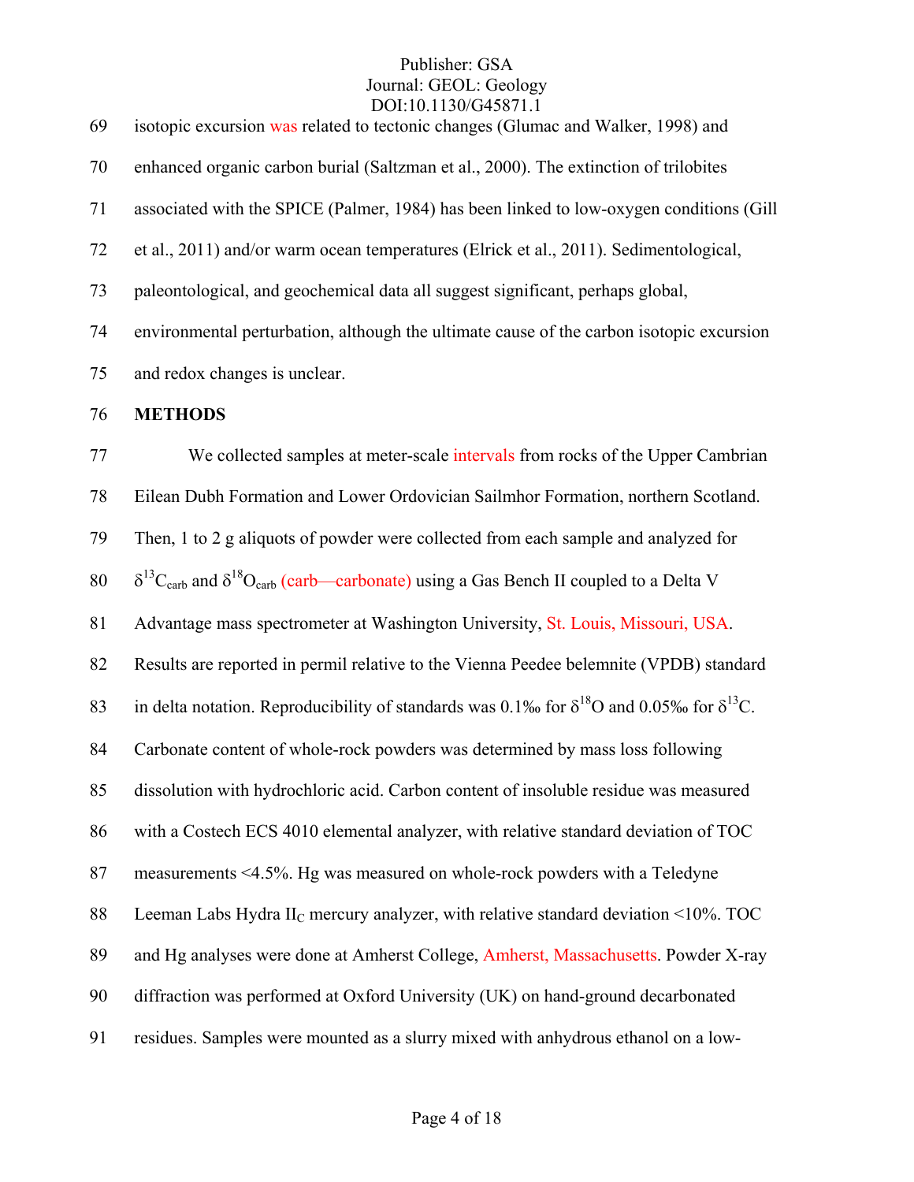isotopic excursion was related to tectonic changes (Glumac and Walker, 1998) and enhanced organic carbon burial (Saltzman et al., 2000). The extinction of trilobites associated with the SPICE (Palmer, 1984) has been linked to low-oxygen conditions (Gill et al., 2011) and/or warm ocean temperatures (Elrick et al., 2011). Sedimentological, paleontological, and geochemical data all suggest significant, perhaps global, environmental perturbation, although the ultimate cause of the carbon isotopic excursion and redox changes is unclear.

## METHODS

We collected samples at meter-scale intervals from rocks of the Upper Cambrian Eilean Dubh Formation and Lower Ordovician Sailmhor Formation, northern Scotland. Then, 1 to 2 g aliquots of powder were collected from each sample and analyzed for $\delta^{13}C_{carb}$ and $\delta^{18}O_{carb}$ (carb—carbonate) using a Gas Bench II coupled to a Delta V Advantage mass spectrometer at Washington University, St. Louis, Missouri, USA. Results are reported in permil relative to the Vienna Peedee belemnite (VPDB) standard in delta notation. Reproducibility of standards was 0.1‰ for $\delta^{18}O$ and 0.05‰ for $\delta^{13}C$. Carbonate content of whole-rock powders was determined by mass loss following dissolution with hydrochloric acid. Carbon content of insoluble residue was measured with a Costech ECS 4010 elemental analyzer, with relative standard deviation of TOC measurements <4.5%. Hg was measured on whole-rock powders with a Teledyne Leeman Labs Hydra $II_C$ mercury analyzer, with relative standard deviation <10%. TOC and Hg analyses were done at Amherst College, Amherst, Massachusetts. Powder X-ray diffraction was performed at Oxford University (UK) on hand-ground decarbonated residues. Samples were mounted as a slurry mixed with anhydrous ethanol on a low-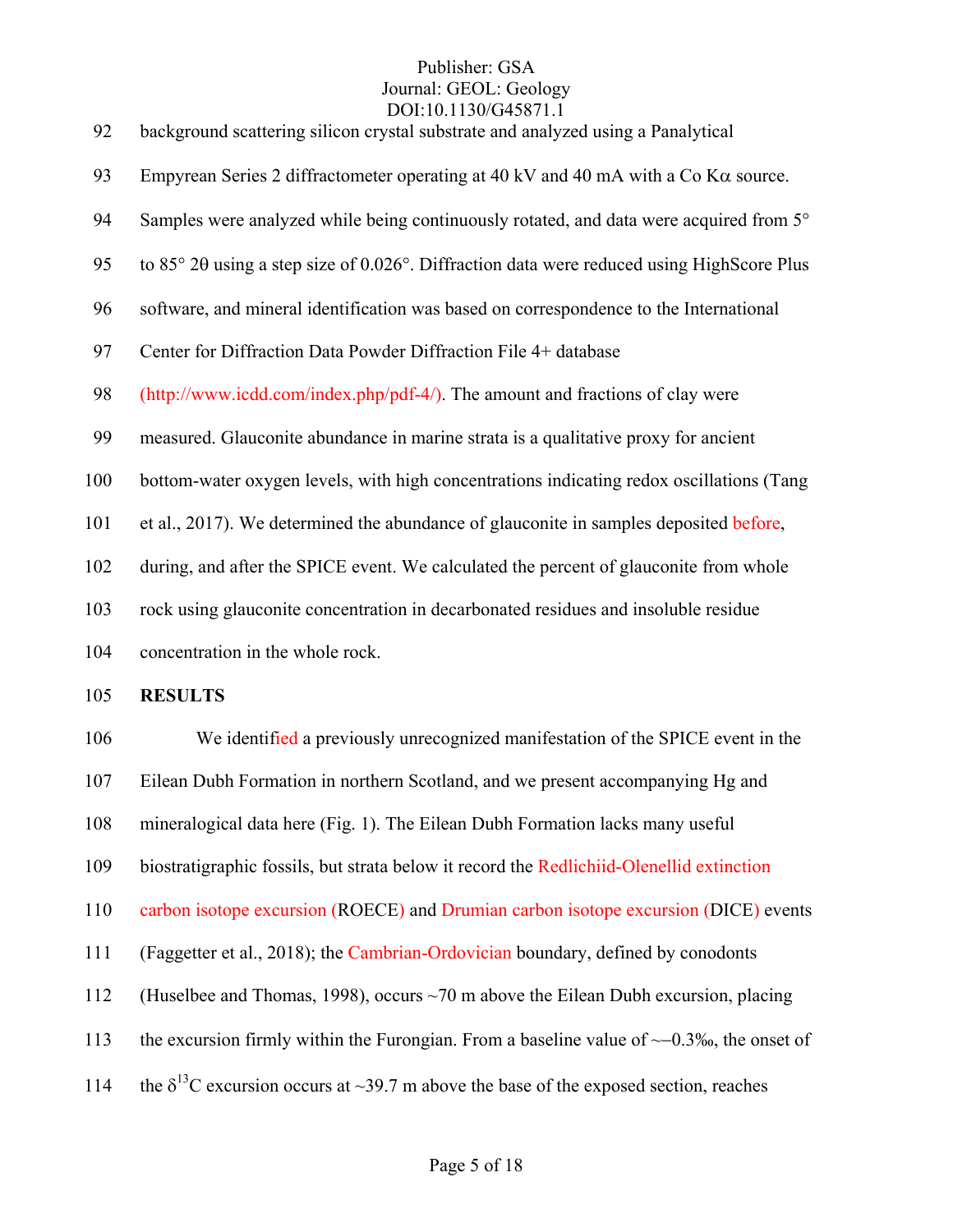background scattering silicon crystal substrate and analyzed using a Panalytical Empyrean Series 2 diffractometer operating at 40 kV and 40 mA with a Co Kα source. Samples were analyzed while being continuously rotated, and data were acquired from 5° to 85° 2θ using a step size of 0.026°. Diffraction data were reduced using HighScore Plus software, and mineral identification was based on correspondence to the International Center for Diffraction Data Powder Diffraction File 4+ database (http://www.icdd.com/index.php/pdf-4/). The amount and fractions of clay were measured. Glauconite abundance in marine strata is a qualitative proxy for ancient bottom-water oxygen levels, with high concentrations indicating redox oscillations (Tang et al., 2017). We determined the abundance of glauconite in samples deposited before, during, and after the SPICE event. We calculated the percent of glauconite from whole rock using glauconite concentration in decarbonated residues and insoluble residue concentration in the whole rock.

## RESULTS

We identified a previously unrecognized manifestation of the SPICE event in the Eilean Dubh Formation in northern Scotland, and we present accompanying Hg and mineralogical data here (Fig. 1). The Eilean Dubh Formation lacks many useful biostratigraphic fossils, but strata below it record the Redlichiid-Olenellid extinction carbon isotope excursion (ROECE) and Drumian carbon isotope excursion (DICE) events (Faggetter et al., 2018); the Cambrian-Ordovician boundary, defined by conodonts (Huselbee and Thomas, 1998), occurs ~70 m above the Eilean Dubh excursion, placing the excursion firmly within the Furongian. From a baseline value of ~−0.3‰, the onset of the $\delta^{13}C$ excursion occurs at ~39.7 m above the base of the exposed section, reaches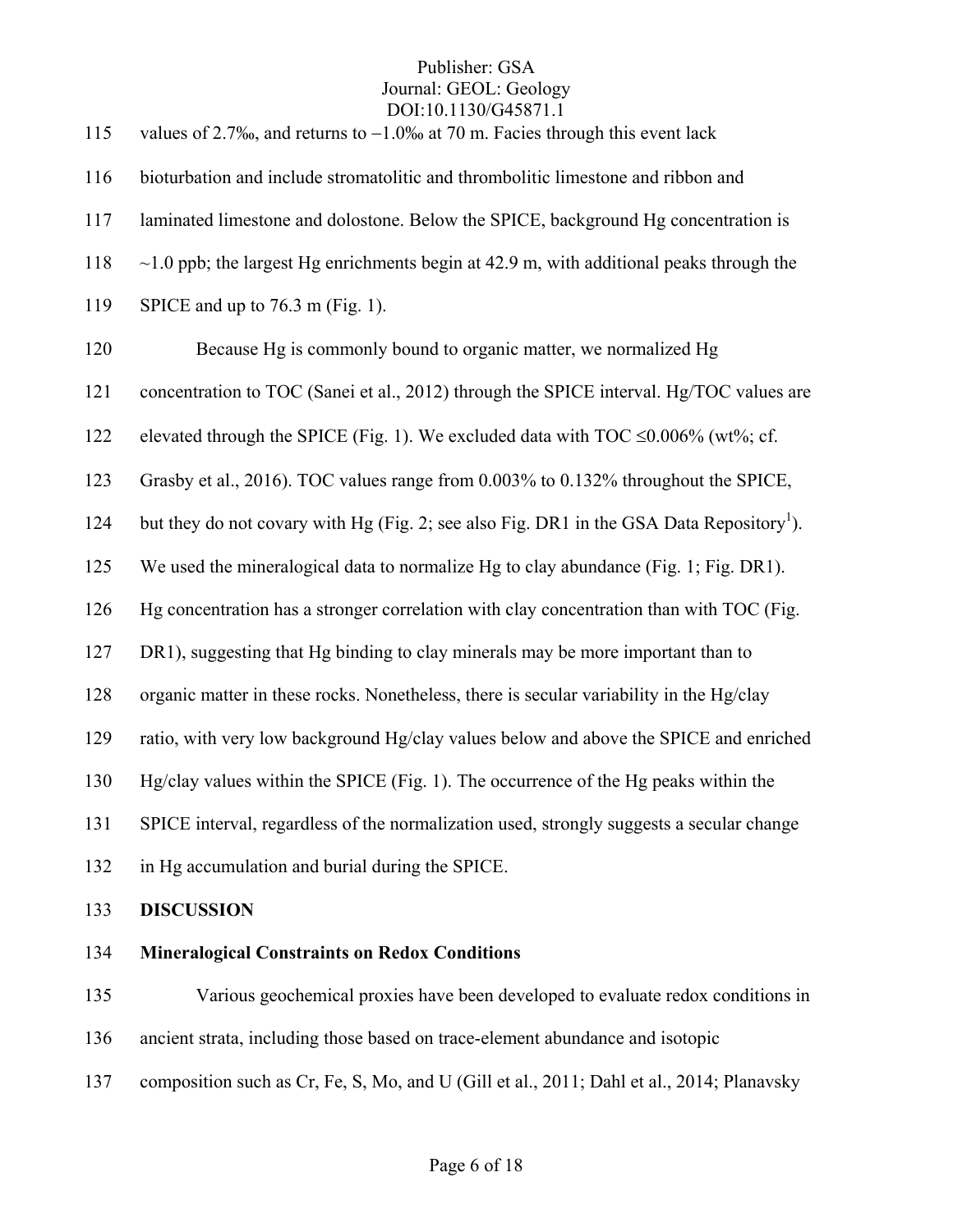values of 2.7‰, and returns to −1.0‰ at 70 m. Facies through this event lack bioturbation and include stromatolitic and thrombolitic limestone and ribbon and laminated limestone and dolostone. Below the SPICE, background Hg concentration is ~1.0 ppb; the largest Hg enrichments begin at 42.9 m, with additional peaks through the SPICE and up to 76.3 m (Fig. 1).

Because Hg is commonly bound to organic matter, we normalized Hg concentration to TOC (Sanei et al., 2012) through the SPICE interval. Hg/TOC values are elevated through the SPICE (Fig. 1). We excluded data with TOC ≤0.006% (wt%; cf. Grasby et al., 2016). TOC values range from 0.003% to 0.132% throughout the SPICE, but they do not covary with Hg (Fig. 2; see also Fig. DR1 in the GSA Data Repository[1]). We used the mineralogical data to normalize Hg to clay abundance (Fig. 1; Fig. DR1). Hg concentration has a stronger correlation with clay concentration than with TOC (Fig. DR1), suggesting that Hg binding to clay minerals may be more important than to organic matter in these rocks. Nonetheless, there is secular variability in the Hg/clay ratio, with very low background Hg/clay values below and above the SPICE and enriched Hg/clay values within the SPICE (Fig. 1). The occurrence of the Hg peaks within the SPICE interval, regardless of the normalization used, strongly suggests a secular change in Hg accumulation and burial during the SPICE.

## DISCUSSION

### Mineralogical Constraints on Redox Conditions

Various geochemical proxies have been developed to evaluate redox conditions in ancient strata, including those based on trace-element abundance and isotopic composition such as Cr, Fe, S, Mo, and U (Gill et al., 2011; Dahl et al., 2014; Planavsky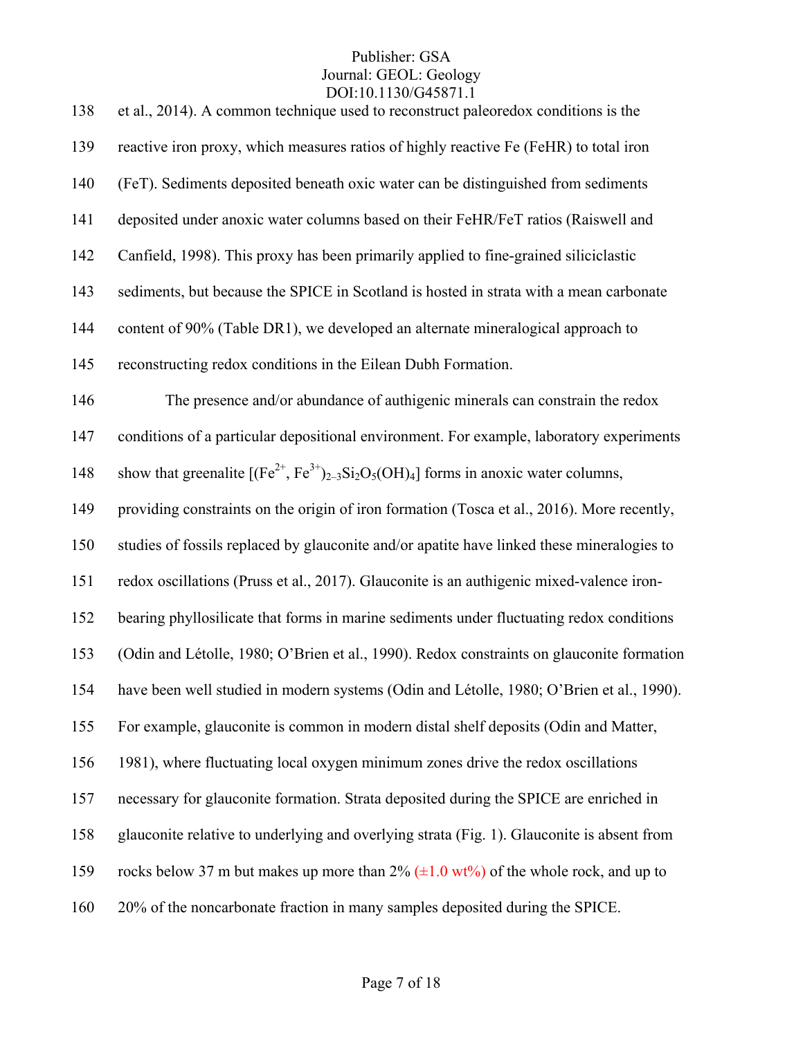et al., 2014). A common technique used to reconstruct paleoredox conditions is the reactive iron proxy, which measures ratios of highly reactive Fe (FeHR) to total iron (FeT). Sediments deposited beneath oxic water can be distinguished from sediments deposited under anoxic water columns based on their FeHR/FeT ratios (Raiswell and Canfield, 1998). This proxy has been primarily applied to fine-grained siliciclastic sediments, but because the SPICE in Scotland is hosted in strata with a mean carbonate content of 90% (Table DR1), we developed an alternate mineralogical approach to reconstructing redox conditions in the Eilean Dubh Formation.

The presence and/or abundance of authigenic minerals can constrain the redox conditions of a particular depositional environment. For example, laboratory experiments show that greenalite [$(Fe^{2+}, Fe^{3+})_{2–3}Si_2O_5(OH)_4$] forms in anoxic water columns, providing constraints on the origin of iron formation (Tosca et al., 2016). More recently, studies of fossils replaced by glauconite and/or apatite have linked these mineralogies to redox oscillations (Pruss et al., 2017). Glauconite is an authigenic mixed-valence iron-bearing phyllosilicate that forms in marine sediments under fluctuating redox conditions (Odin and Létolle, 1980; O'Brien et al., 1990). Redox constraints on glauconite formation have been well studied in modern systems (Odin and Létolle, 1980; O'Brien et al., 1990). For example, glauconite is common in modern distal shelf deposits (Odin and Matter, 1981), where fluctuating local oxygen minimum zones drive the redox oscillations necessary for glauconite formation. Strata deposited during the SPICE are enriched in glauconite relative to underlying and overlying strata (Fig. 1). Glauconite is absent from rocks below 37 m but makes up more than 2% (±1.0 wt%) of the whole rock, and up to 20% of the noncarbonate fraction in many samples deposited during the SPICE.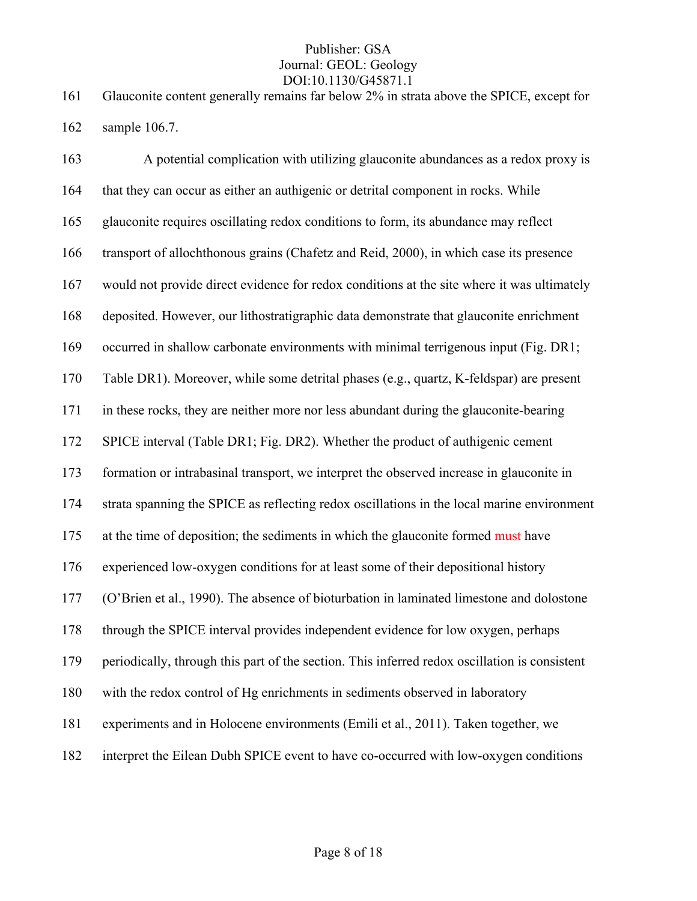Glauconite content generally remains far below 2% in strata above the SPICE, except for sample 106.7.

A potential complication with utilizing glauconite abundances as a redox proxy is that they can occur as either an authigenic or detrital component in rocks. While glauconite requires oscillating redox conditions to form, its abundance may reflect transport of allochthonous grains (Chafetz and Reid, 2000), in which case its presence would not provide direct evidence for redox conditions at the site where it was ultimately deposited. However, our lithostratigraphic data demonstrate that glauconite enrichment occurred in shallow carbonate environments with minimal terrigenous input (Fig. DR1; Table DR1). Moreover, while some detrital phases (e.g., quartz, K-feldspar) are present in these rocks, they are neither more nor less abundant during the glauconite-bearing SPICE interval (Table DR1; Fig. DR2). Whether the product of authigenic cement formation or intrabasinal transport, we interpret the observed increase in glauconite in strata spanning the SPICE as reflecting redox oscillations in the local marine environment at the time of deposition; the sediments in which the glauconite formed must have experienced low-oxygen conditions for at least some of their depositional history (O'Brien et al., 1990). The absence of bioturbation in laminated limestone and dolostone through the SPICE interval provides independent evidence for low oxygen, perhaps periodically, through this part of the section. This inferred redox oscillation is consistent with the redox control of Hg enrichments in sediments observed in laboratory experiments and in Holocene environments (Emili et al., 2011). Taken together, we interpret the Eilean Dubh SPICE event to have co-occurred with low-oxygen conditions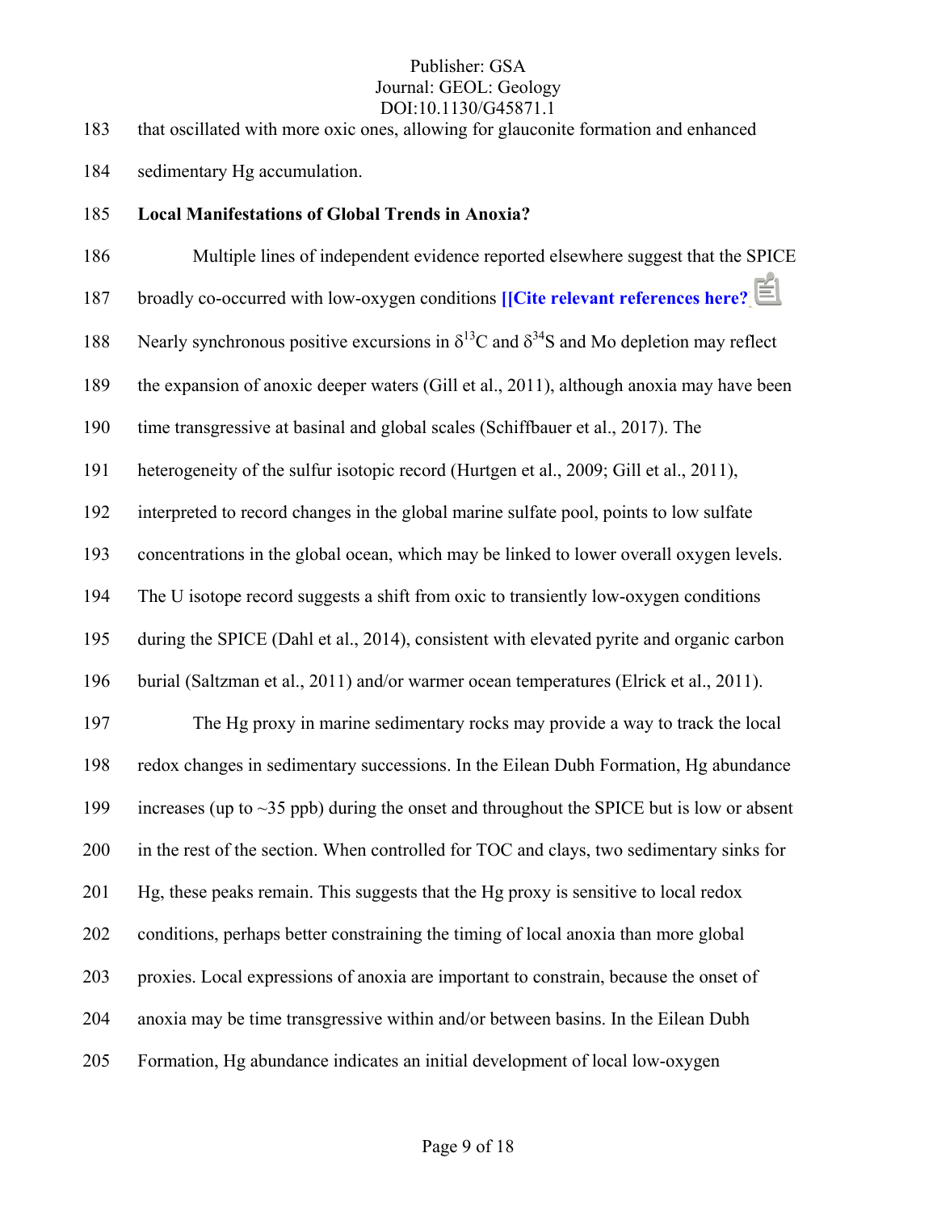that oscillated with more oxic ones, allowing for glauconite formation and enhanced sedimentary Hg accumulation.

**Local Manifestations of Global Trends in Anoxia?**

Multiple lines of independent evidence reported elsewhere suggest that the SPICE broadly co-occurred with low-oxygen conditions **[[Cite relevant references here?** Nearly synchronous positive excursions in $\delta^{13}C$ and $\delta^{34}S$ and Mo depletion may reflect the expansion of anoxic deeper waters (Gill et al., 2011), although anoxia may have been time transgressive at basinal and global scales (Schiffbauer et al., 2017). The heterogeneity of the sulfur isotopic record (Hurtgen et al., 2009; Gill et al., 2011), interpreted to record changes in the global marine sulfate pool, points to low sulfate concentrations in the global ocean, which may be linked to lower overall oxygen levels. The U isotope record suggests a shift from oxic to transiently low-oxygen conditions during the SPICE (Dahl et al., 2014), consistent with elevated pyrite and organic carbon burial (Saltzman et al., 2011) and/or warmer ocean temperatures (Elrick et al., 2011).

The Hg proxy in marine sedimentary rocks may provide a way to track the local redox changes in sedimentary successions. In the Eilean Dubh Formation, Hg abundance increases (up to ~35 ppb) during the onset and throughout the SPICE but is low or absent in the rest of the section. When controlled for TOC and clays, two sedimentary sinks for Hg, these peaks remain. This suggests that the Hg proxy is sensitive to local redox conditions, perhaps better constraining the timing of local anoxia than more global proxies. Local expressions of anoxia are important to constrain, because the onset of anoxia may be time transgressive within and/or between basins. In the Eilean Dubh Formation, Hg abundance indicates an initial development of local low-oxygen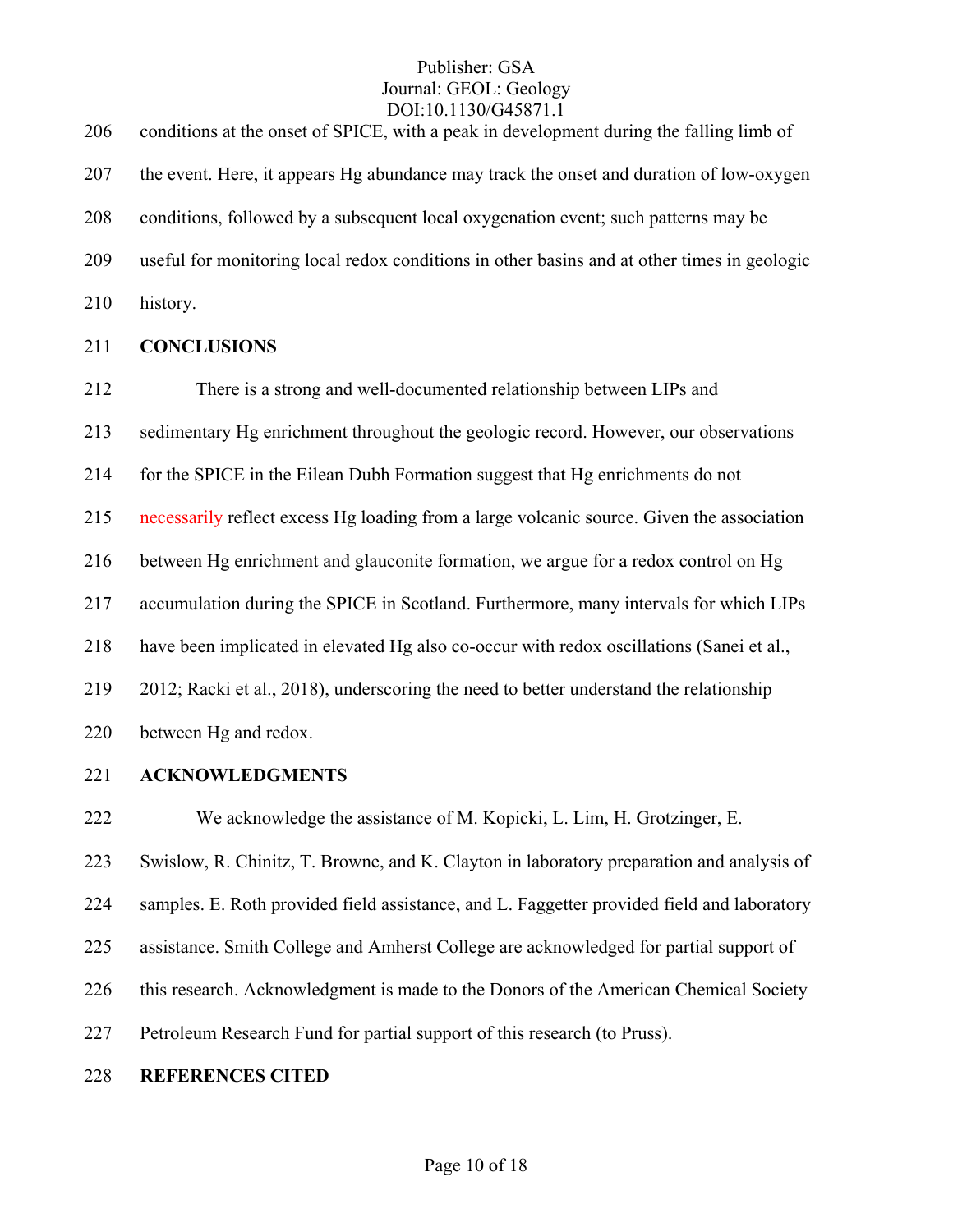conditions at the onset of SPICE, with a peak in development during the falling limb of the event. Here, it appears Hg abundance may track the onset and duration of low-oxygen conditions, followed by a subsequent local oxygenation event; such patterns may be useful for monitoring local redox conditions in other basins and at other times in geologic history.

## CONCLUSIONS

There is a strong and well-documented relationship between LIPs and sedimentary Hg enrichment throughout the geologic record. However, our observations for the SPICE in the Eilean Dubh Formation suggest that Hg enrichments do not necessarily reflect excess Hg loading from a large volcanic source. Given the association between Hg enrichment and glauconite formation, we argue for a redox control on Hg accumulation during the SPICE in Scotland. Furthermore, many intervals for which LIPs have been implicated in elevated Hg also co-occur with redox oscillations (Sanei et al., 2012; Racki et al., 2018), underscoring the need to better understand the relationship between Hg and redox.

## ACKNOWLEDGMENTS

We acknowledge the assistance of M. Kopicki, L. Lim, H. Grotzinger, E. Swislow, R. Chinitz, T. Browne, and K. Clayton in laboratory preparation and analysis of samples. E. Roth provided field assistance, and L. Faggetter provided field and laboratory assistance. Smith College and Amherst College are acknowledged for partial support of this research. Acknowledgment is made to the Donors of the American Chemical Society Petroleum Research Fund for partial support of this research (to Pruss).

## REFERENCES CITED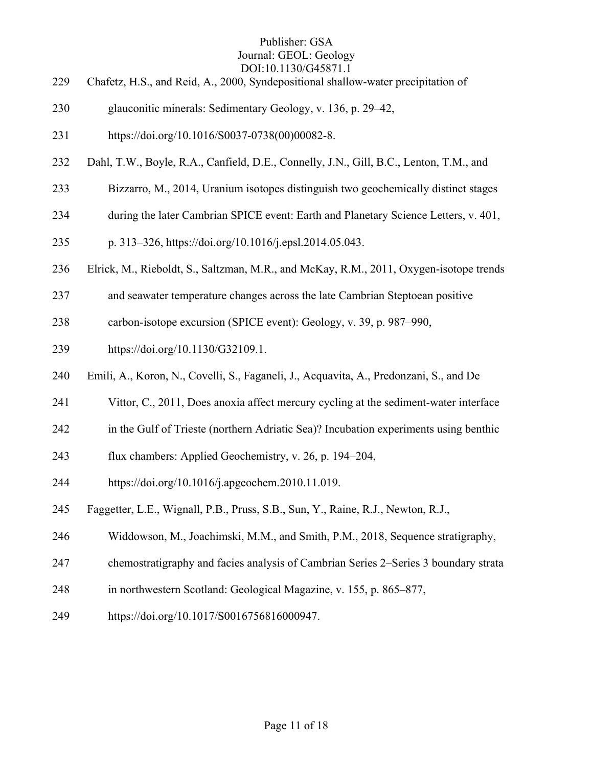Chafetz, H.S., and Reid, A., 2000, Syndepositional shallow-water precipitation of glauconitic minerals: Sedimentary Geology, v. 136, p. 29–42, https://doi.org/10.1016/S0037-0738(00)00082-8.

Dahl, T.W., Boyle, R.A., Canfield, D.E., Connelly, J.N., Gill, B.C., Lenton, T.M., and Bizzarro, M., 2014, Uranium isotopes distinguish two geochemically distinct stages during the later Cambrian SPICE event: Earth and Planetary Science Letters, v. 401, p. 313–326, https://doi.org/10.1016/j.epsl.2014.05.043.

Elrick, M., Rieboldt, S., Saltzman, M.R., and McKay, R.M., 2011, Oxygen-isotope trends and seawater temperature changes across the late Cambrian Steptoean positive carbon-isotope excursion (SPICE event): Geology, v. 39, p. 987–990, https://doi.org/10.1130/G32109.1.

Emili, A., Koron, N., Covelli, S., Faganeli, J., Acquavita, A., Predonzani, S., and De Vittor, C., 2011, Does anoxia affect mercury cycling at the sediment-water interface in the Gulf of Trieste (northern Adriatic Sea)? Incubation experiments using benthic flux chambers: Applied Geochemistry, v. 26, p. 194–204, https://doi.org/10.1016/j.apgeochem.2010.11.019.

Faggetter, L.E., Wignall, P.B., Pruss, S.B., Sun, Y., Raine, R.J., Newton, R.J., Widdowson, M., Joachimski, M.M., and Smith, P.M., 2018, Sequence stratigraphy, chemostratigraphy and facies analysis of Cambrian Series 2–Series 3 boundary strata in northwestern Scotland: Geological Magazine, v. 155, p. 865–877, https://doi.org/10.1017/S0016756816000947.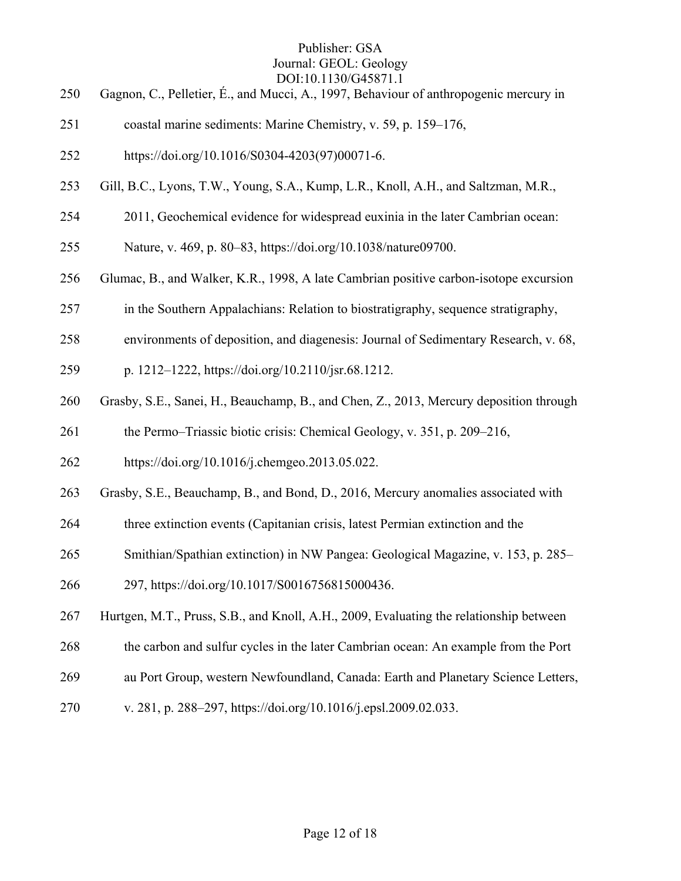Gagnon, C., Pelletier, É., and Mucci, A., 1997, Behaviour of anthropogenic mercury in coastal marine sediments: Marine Chemistry, v. 59, p. 159–176, https://doi.org/10.1016/S0304-4203(97)00071-6.

Gill, B.C., Lyons, T.W., Young, S.A., Kump, L.R., Knoll, A.H., and Saltzman, M.R., 2011, Geochemical evidence for widespread euxinia in the later Cambrian ocean: Nature, v. 469, p. 80–83, https://doi.org/10.1038/nature09700.

Glumac, B., and Walker, K.R., 1998, A late Cambrian positive carbon-isotope excursion in the Southern Appalachians: Relation to biostratigraphy, sequence stratigraphy, environments of deposition, and diagenesis: Journal of Sedimentary Research, v. 68, p. 1212–1222, https://doi.org/10.2110/jsr.68.1212.

Grasby, S.E., Sanei, H., Beauchamp, B., and Chen, Z., 2013, Mercury deposition through the Permo–Triassic biotic crisis: Chemical Geology, v. 351, p. 209–216, https://doi.org/10.1016/j.chemgeo.2013.05.022.

Grasby, S.E., Beauchamp, B., and Bond, D., 2016, Mercury anomalies associated with three extinction events (Capitanian crisis, latest Permian extinction and the Smithian/Spathian extinction) in NW Pangea: Geological Magazine, v. 153, p. 285–297, https://doi.org/10.1017/S0016756815000436.

Hurtgen, M.T., Pruss, S.B., and Knoll, A.H., 2009, Evaluating the relationship between the carbon and sulfur cycles in the later Cambrian ocean: An example from the Port au Port Group, western Newfoundland, Canada: Earth and Planetary Science Letters, v. 281, p. 288–297, https://doi.org/10.1016/j.epsl.2009.02.033.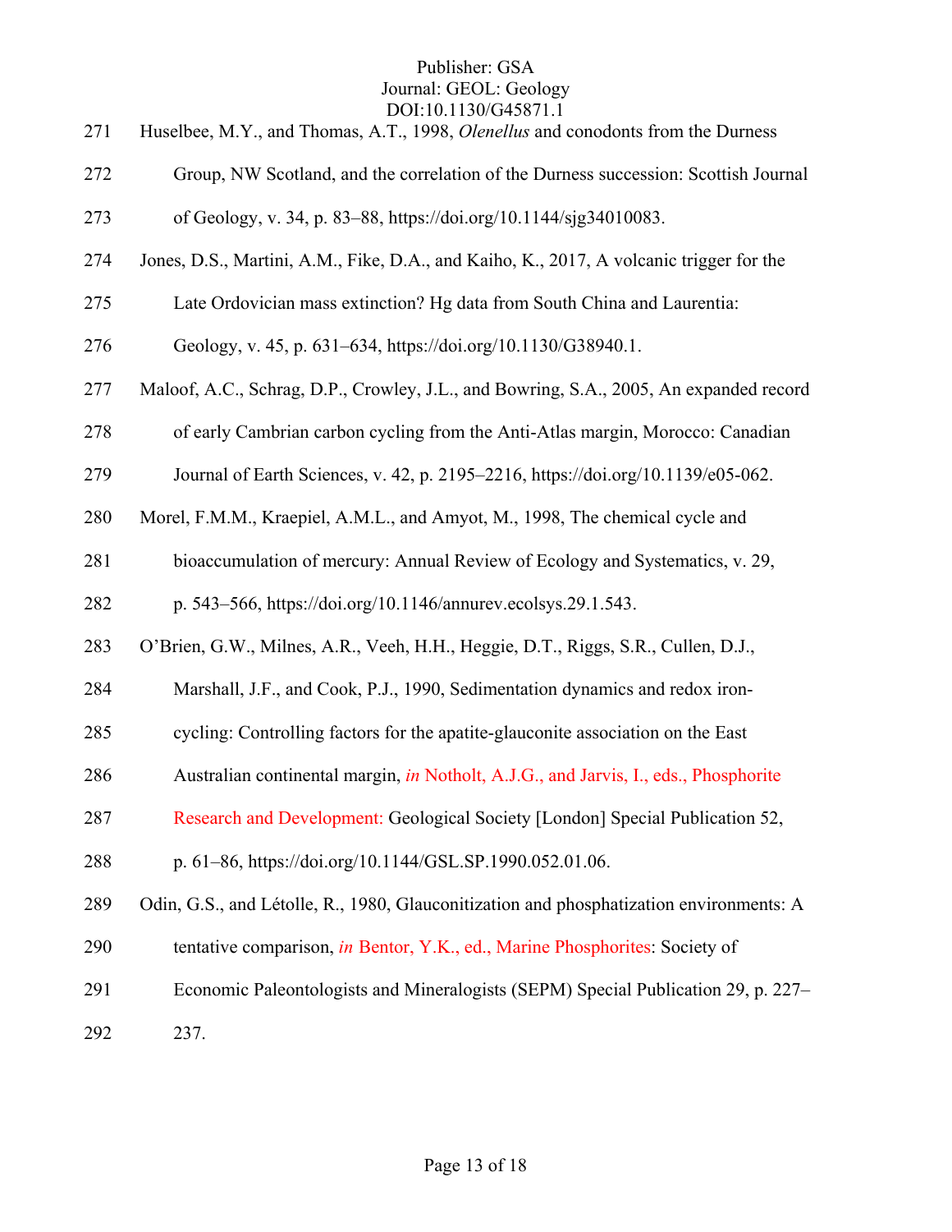Huselbee, M.Y., and Thomas, A.T., 1998, *Olenellus* and conodonts from the Durness Group, NW Scotland, and the correlation of the Durness succession: Scottish Journal of Geology, v. 34, p. 83–88, https://doi.org/10.1144/sjg34010083.

Jones, D.S., Martini, A.M., Fike, D.A., and Kaiho, K., 2017, A volcanic trigger for the Late Ordovician mass extinction? Hg data from South China and Laurentia: Geology, v. 45, p. 631–634, https://doi.org/10.1130/G38940.1.

Maloof, A.C., Schrag, D.P., Crowley, J.L., and Bowring, S.A., 2005, An expanded record of early Cambrian carbon cycling from the Anti-Atlas margin, Morocco: Canadian Journal of Earth Sciences, v. 42, p. 2195–2216, https://doi.org/10.1139/e05-062.

Morel, F.M.M., Kraepiel, A.M.L., and Amyot, M., 1998, The chemical cycle and bioaccumulation of mercury: Annual Review of Ecology and Systematics, v. 29, p. 543–566, https://doi.org/10.1146/annurev.ecolsys.29.1.543.

O'Brien, G.W., Milnes, A.R., Veeh, H.H., Heggie, D.T., Riggs, S.R., Cullen, D.J., Marshall, J.F., and Cook, P.J., 1990, Sedimentation dynamics and redox iron-cycling: Controlling factors for the apatite-glauconite association on the East Australian continental margin, *in* Notholt, A.J.G., and Jarvis, I., eds., Phosphorite Research and Development: Geological Society [London] Special Publication 52, p. 61–86, https://doi.org/10.1144/GSL.SP.1990.052.01.06.

Odin, G.S., and Létolle, R., 1980, Glauconitization and phosphatization environments: A tentative comparison, *in* Bentor, Y.K., ed., Marine Phosphorites: Society of Economic Paleontologists and Mineralogists (SEPM) Special Publication 29, p. 227–237.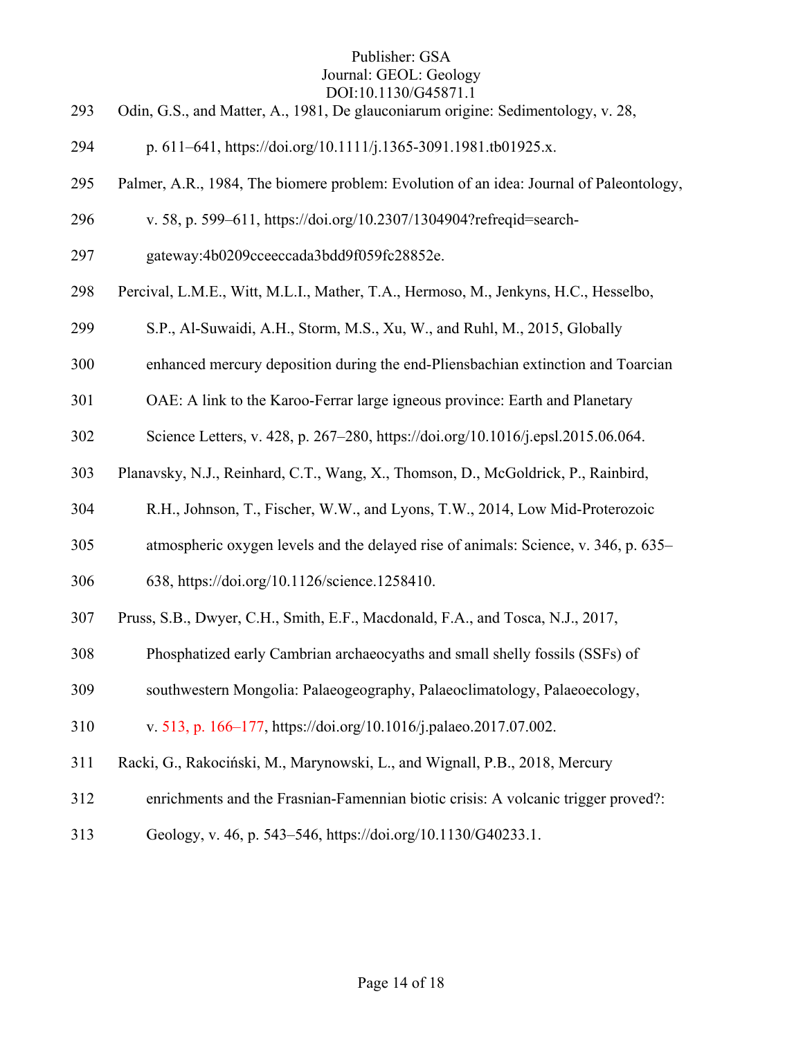Odin, G.S., and Matter, A., 1981, De glauconiarum origine: Sedimentology, v. 28, p. 611–641, https://doi.org/10.1111/j.1365-3091.1981.tb01925.x.

Palmer, A.R., 1984, The biomere problem: Evolution of an idea: Journal of Paleontology, v. 58, p. 599–611, https://doi.org/10.2307/1304904?refreqid=search-gateway:4b0209cceeccada3bdd9f059fc28852e.

Percival, L.M.E., Witt, M.L.I., Mather, T.A., Hermoso, M., Jenkyns, H.C., Hesselbo, S.P., Al-Suwaidi, A.H., Storm, M.S., Xu, W., and Ruhl, M., 2015, Globally enhanced mercury deposition during the end-Pliensbachian extinction and Toarcian OAE: A link to the Karoo-Ferrar large igneous province: Earth and Planetary Science Letters, v. 428, p. 267–280, https://doi.org/10.1016/j.epsl.2015.06.064.

Planavsky, N.J., Reinhard, C.T., Wang, X., Thomson, D., McGoldrick, P., Rainbird, R.H., Johnson, T., Fischer, W.W., and Lyons, T.W., 2014, Low Mid-Proterozoic atmospheric oxygen levels and the delayed rise of animals: Science, v. 346, p. 635–638, https://doi.org/10.1126/science.1258410.

Pruss, S.B., Dwyer, C.H., Smith, E.F., Macdonald, F.A., and Tosca, N.J., 2017, Phosphatized early Cambrian archaeocyaths and small shelly fossils (SSFs) of southwestern Mongolia: Palaeogeography, Palaeoclimatology, Palaeoecology, v. 513, p. 166–177, https://doi.org/10.1016/j.palaeo.2017.07.002.

Racki, G., Rakociński, M., Marynowski, L., and Wignall, P.B., 2018, Mercury enrichments and the Frasnian-Famennian biotic crisis: A volcanic trigger proved?: Geology, v. 46, p. 543–546, https://doi.org/10.1130/G40233.1.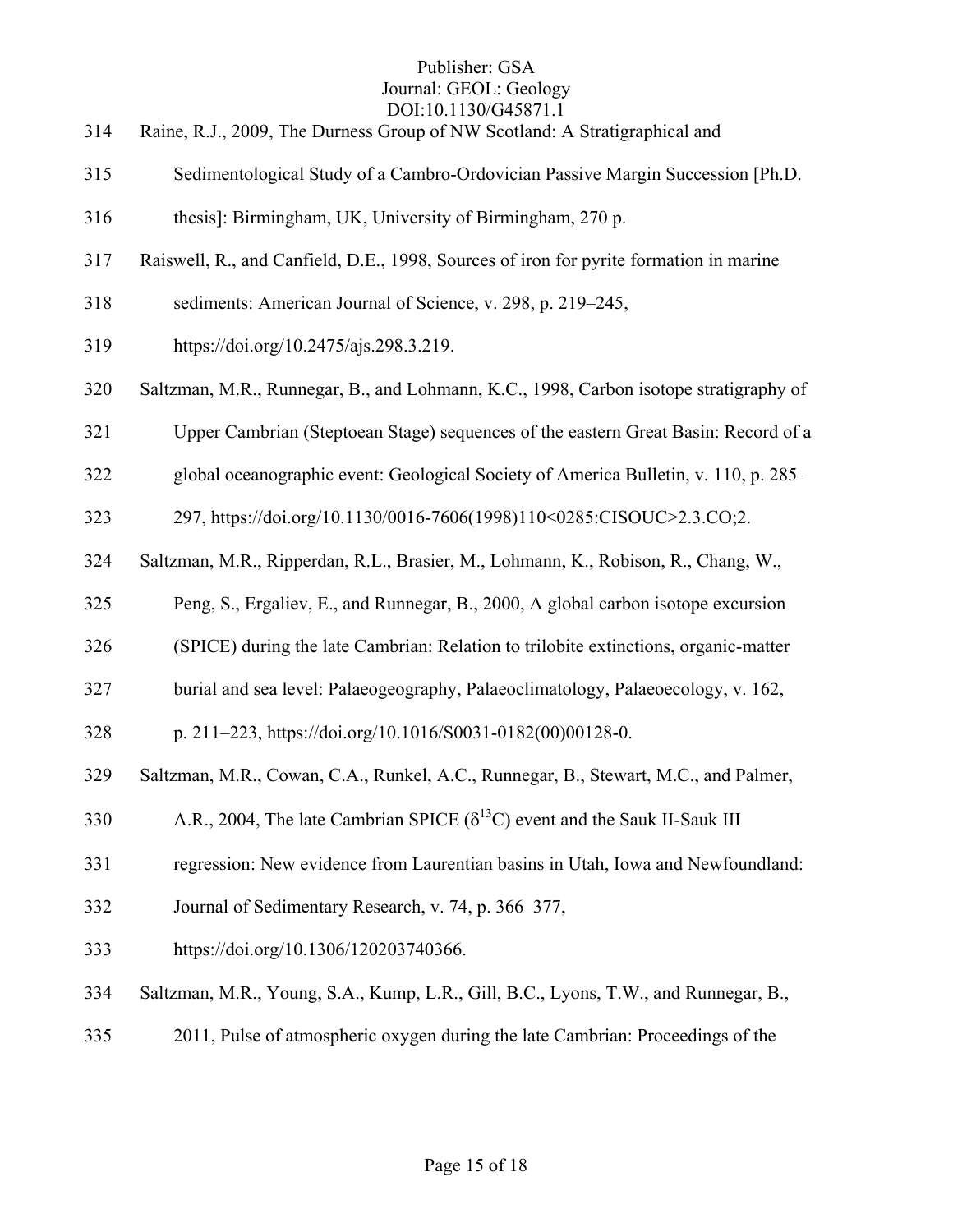Raine, R.J., 2009, The Durness Group of NW Scotland: A Stratigraphical and Sedimentological Study of a Cambro-Ordovician Passive Margin Succession [Ph.D. thesis]: Birmingham, UK, University of Birmingham, 270 p.

Raiswell, R., and Canfield, D.E., 1998, Sources of iron for pyrite formation in marine sediments: American Journal of Science, v. 298, p. 219–245, https://doi.org/10.2475/ajs.298.3.219.

Saltzman, M.R., Runnegar, B., and Lohmann, K.C., 1998, Carbon isotope stratigraphy of Upper Cambrian (Steptoean Stage) sequences of the eastern Great Basin: Record of a global oceanographic event: Geological Society of America Bulletin, v. 110, p. 285–297, https://doi.org/10.1130/0016-7606(1998)110<0285:CISOUC>2.3.CO;2.

Saltzman, M.R., Ripperdan, R.L., Brasier, M., Lohmann, K., Robison, R., Chang, W., Peng, S., Ergaliev, E., and Runnegar, B., 2000, A global carbon isotope excursion (SPICE) during the late Cambrian: Relation to trilobite extinctions, organic-matter burial and sea level: Palaeogeography, Palaeoclimatology, Palaeoecology, v. 162, p. 211–223, https://doi.org/10.1016/S0031-0182(00)00128-0.

Saltzman, M.R., Cowan, C.A., Runkel, A.C., Runnegar, B., Stewart, M.C., and Palmer, A.R., 2004, The late Cambrian SPICE ($\delta^{13}C$) event and the Sauk II-Sauk III regression: New evidence from Laurentian basins in Utah, Iowa and Newfoundland: Journal of Sedimentary Research, v. 74, p. 366–377, https://doi.org/10.1306/120203740366.

Saltzman, M.R., Young, S.A., Kump, L.R., Gill, B.C., Lyons, T.W., and Runnegar, B., 2011, Pulse of atmospheric oxygen during the late Cambrian: Proceedings of the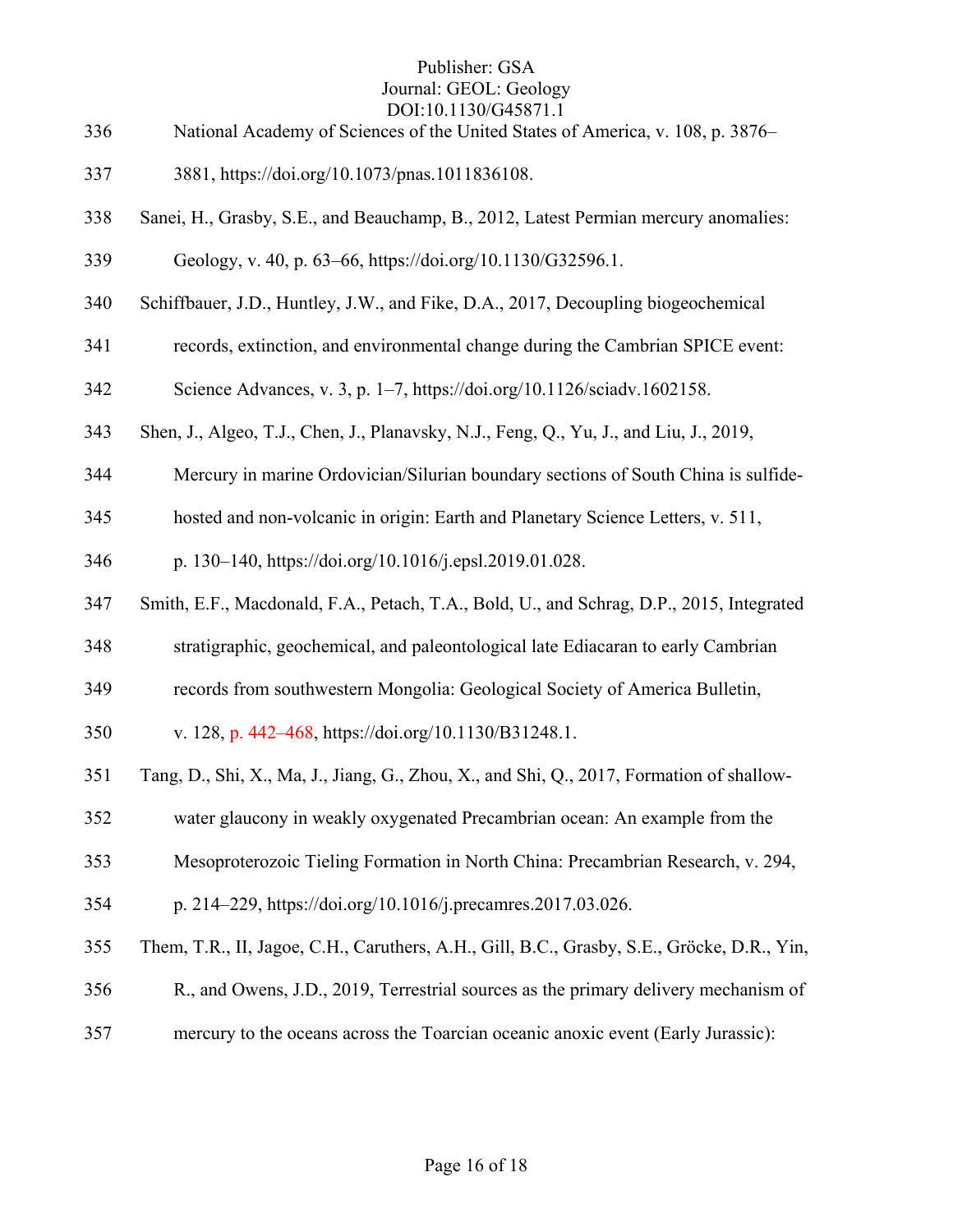National Academy of Sciences of the United States of America, v. 108, p. 3876–3881, https://doi.org/10.1073/pnas.1011836108.

Sanei, H., Grasby, S.E., and Beauchamp, B., 2012, Latest Permian mercury anomalies: Geology, v. 40, p. 63–66, https://doi.org/10.1130/G32596.1.

Schiffbauer, J.D., Huntley, J.W., and Fike, D.A., 2017, Decoupling biogeochemical records, extinction, and environmental change during the Cambrian SPICE event: Science Advances, v. 3, p. 1–7, https://doi.org/10.1126/sciadv.1602158.

Shen, J., Algeo, T.J., Chen, J., Planavsky, N.J., Feng, Q., Yu, J., and Liu, J., 2019, Mercury in marine Ordovician/Silurian boundary sections of South China is sulfide-hosted and non-volcanic in origin: Earth and Planetary Science Letters, v. 511, p. 130–140, https://doi.org/10.1016/j.epsl.2019.01.028.

Smith, E.F., Macdonald, F.A., Petach, T.A., Bold, U., and Schrag, D.P., 2015, Integrated stratigraphic, geochemical, and paleontological late Ediacaran to early Cambrian records from southwestern Mongolia: Geological Society of America Bulletin, v. 128, p. 442–468, https://doi.org/10.1130/B31248.1.

Tang, D., Shi, X., Ma, J., Jiang, G., Zhou, X., and Shi, Q., 2017, Formation of shallow-water glaucony in weakly oxygenated Precambrian ocean: An example from the Mesoproterozoic Tieling Formation in North China: Precambrian Research, v. 294, p. 214–229, https://doi.org/10.1016/j.precamres.2017.03.026.

Them, T.R., II, Jagoe, C.H., Caruthers, A.H., Gill, B.C., Grasby, S.E., Gröcke, D.R., Yin, R., and Owens, J.D., 2019, Terrestrial sources as the primary delivery mechanism of mercury to the oceans across the Toarcian oceanic anoxic event (Early Jurassic):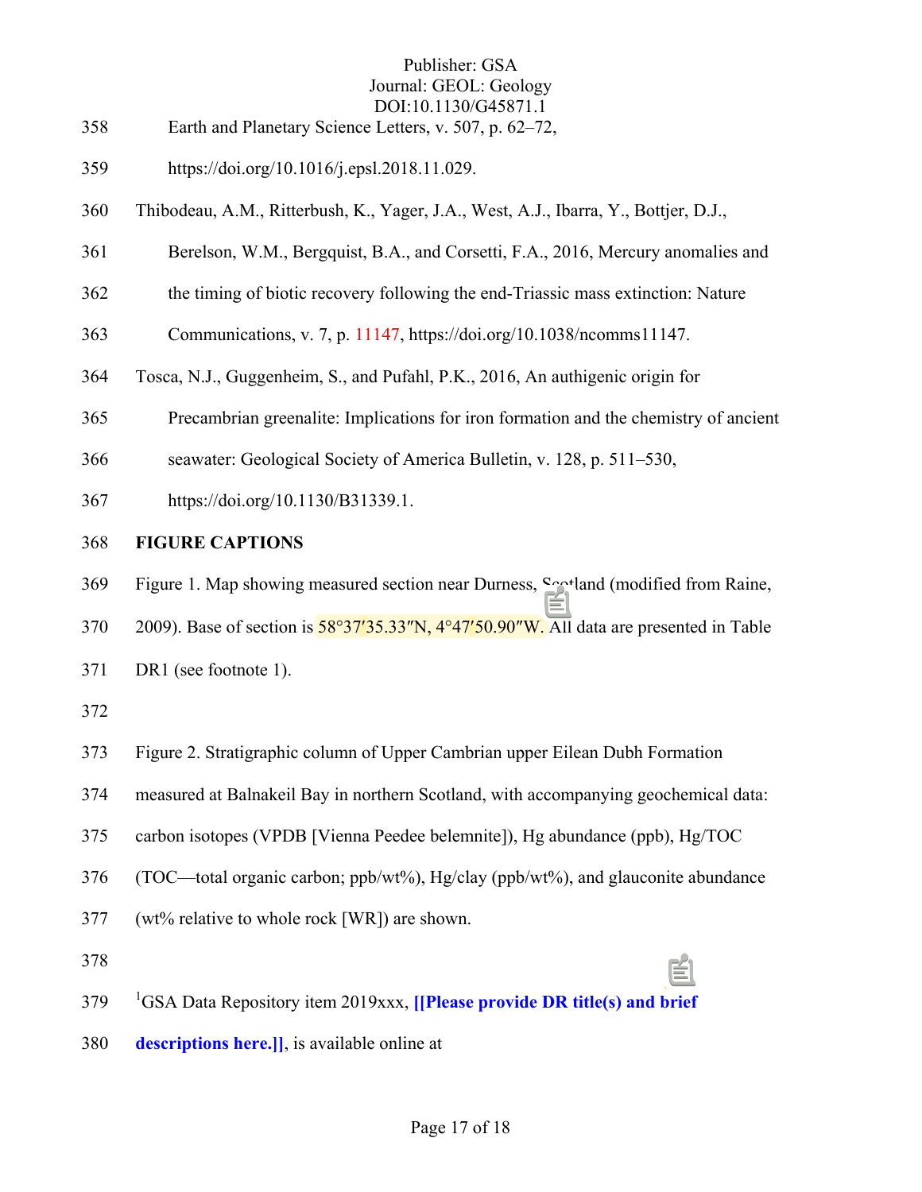Earth and Planetary Science Letters, v. 507, p. 62–72, https://doi.org/10.1016/j.epsl.2018.11.029.

Thibodeau, A.M., Ritterbush, K., Yager, J.A., West, A.J., Ibarra, Y., Bottjer, D.J., Berelson, W.M., Bergquist, B.A., and Corsetti, F.A., 2016, Mercury anomalies and the timing of biotic recovery following the end-Triassic mass extinction: Nature Communications, v. 7, p. 11147, https://doi.org/10.1038/ncomms11147.

Tosca, N.J., Guggenheim, S., and Pufahl, P.K., 2016, An authigenic origin for Precambrian greenalite: Implications for iron formation and the chemistry of ancient seawater: Geological Society of America Bulletin, v. 128, p. 511–530, https://doi.org/10.1130/B31339.1.

## FIGURE CAPTIONS

Figure 1. Map showing measured section near Durness, Scotland (modified from Raine, 2009). Base of section is 58°37′35.33″N, 4°47′50.90″W. All data are presented in Table DR1 (see footnote 1).

Figure 2. Stratigraphic column of Upper Cambrian upper Eilean Dubh Formation measured at Balnakeil Bay in northern Scotland, with accompanying geochemical data: carbon isotopes (VPDB [Vienna Peedee belemnite]), Hg abundance (ppb), Hg/TOC (TOC—total organic carbon; ppb/wt%), Hg/clay (ppb/wt%), and glauconite abundance (wt% relative to whole rock [WR]) are shown.

[1]GSA Data Repository item 2019xxx, **[[Please provide DR title(s) and brief descriptions here.]]**, is available online at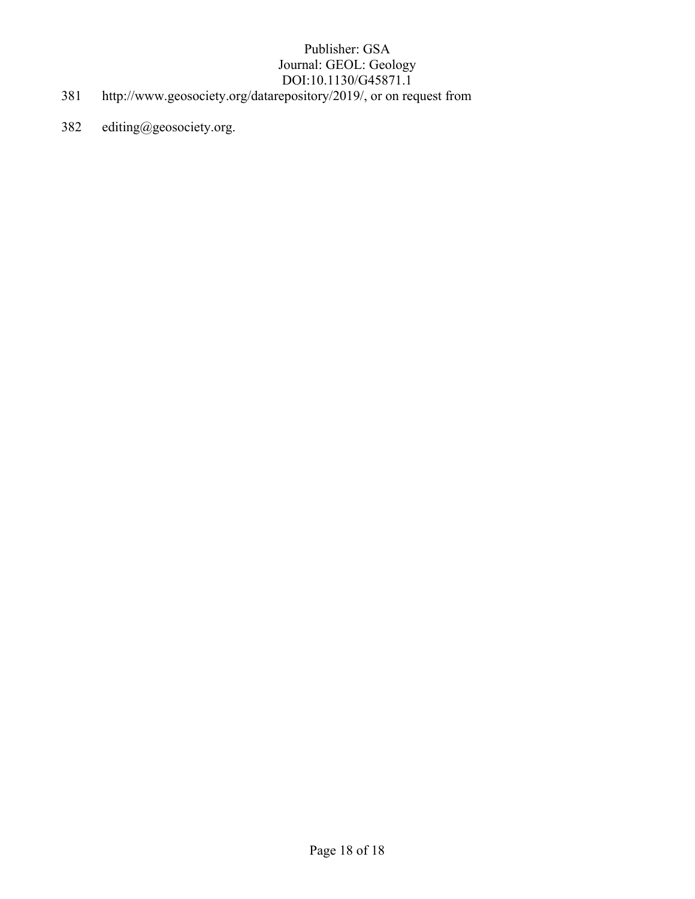http://www.geosociety.org/datarepository/2019/, or on request from

editing@geosociety.org.